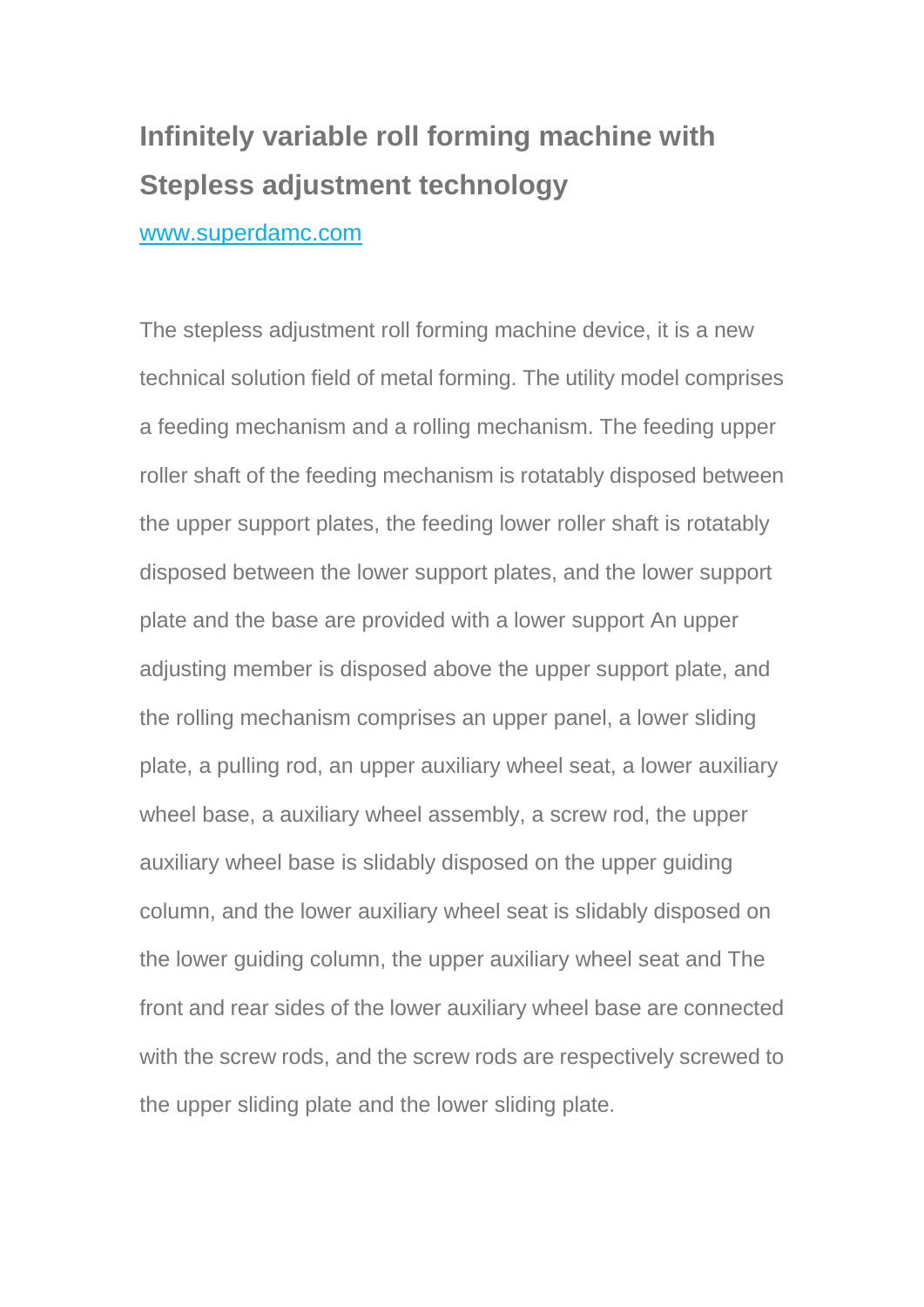# Infinitely variable roll forming machine with Stepless adjustment technology

[www.superdamc.com](http://www.superdamc.com)

The stepless adjustment roll forming machine device, it is a new technical solution field of metal forming. The utility model comprises a feeding mechanism and a rolling mechanism. The feeding upper roller shaft of the feeding mechanism is rotatably disposed between the upper support plates, the feeding lower roller shaft is rotatably disposed between the lower support plates, and the lower support plate and the base are provided with a lower support An upper adjusting member is disposed above the upper support plate, and the rolling mechanism comprises an upper panel, a lower sliding plate, a pulling rod, an upper auxiliary wheel seat, a lower auxiliary wheel base, a auxiliary wheel assembly, a screw rod, the upper auxiliary wheel base is slidably disposed on the upper guiding column, and the lower auxiliary wheel seat is slidably disposed on the lower guiding column, the upper auxiliary wheel seat and The front and rear sides of the lower auxiliary wheel base are connected with the screw rods, and the screw rods are respectively screwed to the upper sliding plate and the lower sliding plate.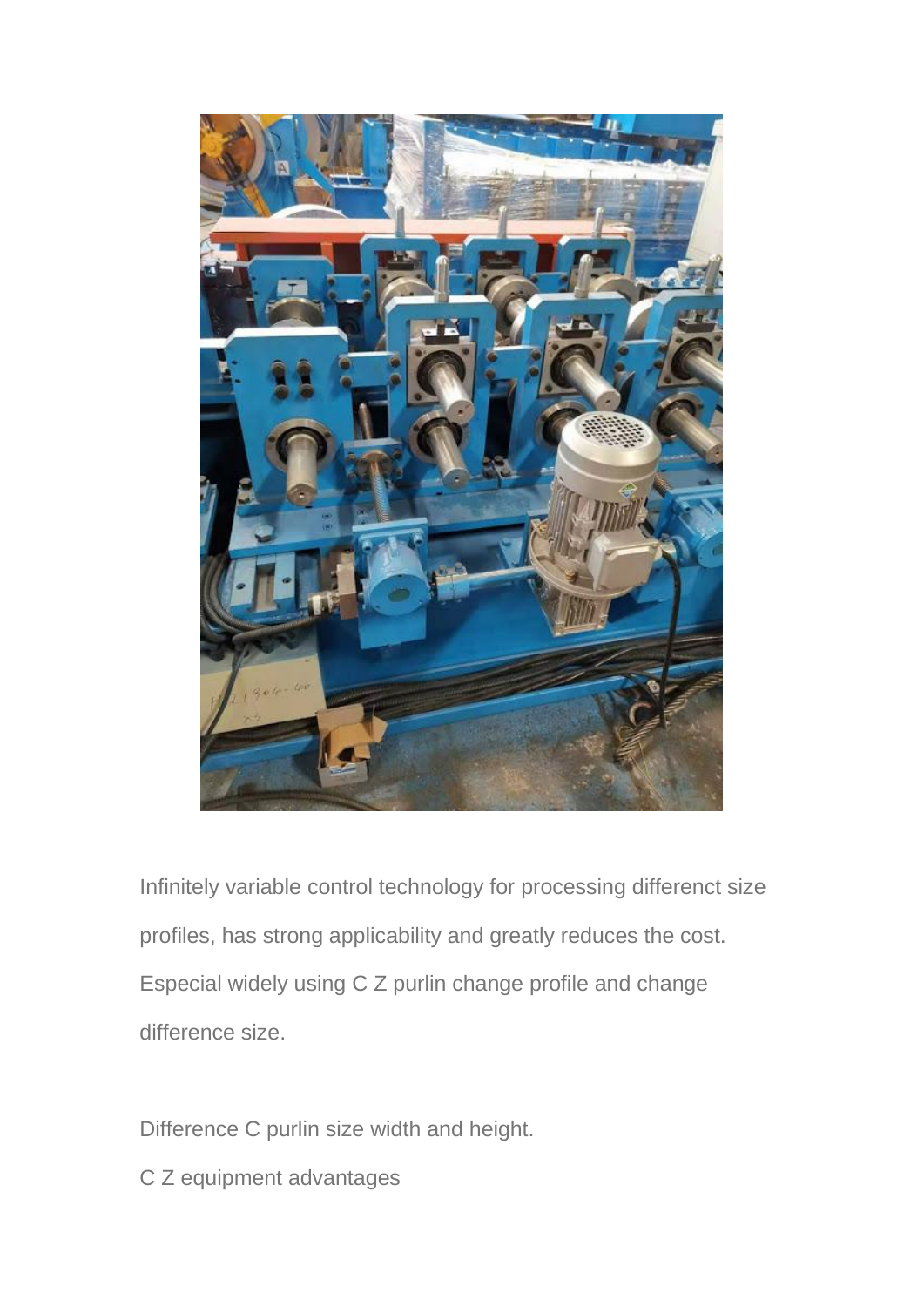Infinitely variable control technology for processing differenct size profiles, has strong applicability and greatly reduces the cost. Especial widely using C Z purlin change profile and change difference size.

Difference C purlin size width and height.

C Z equipment advantages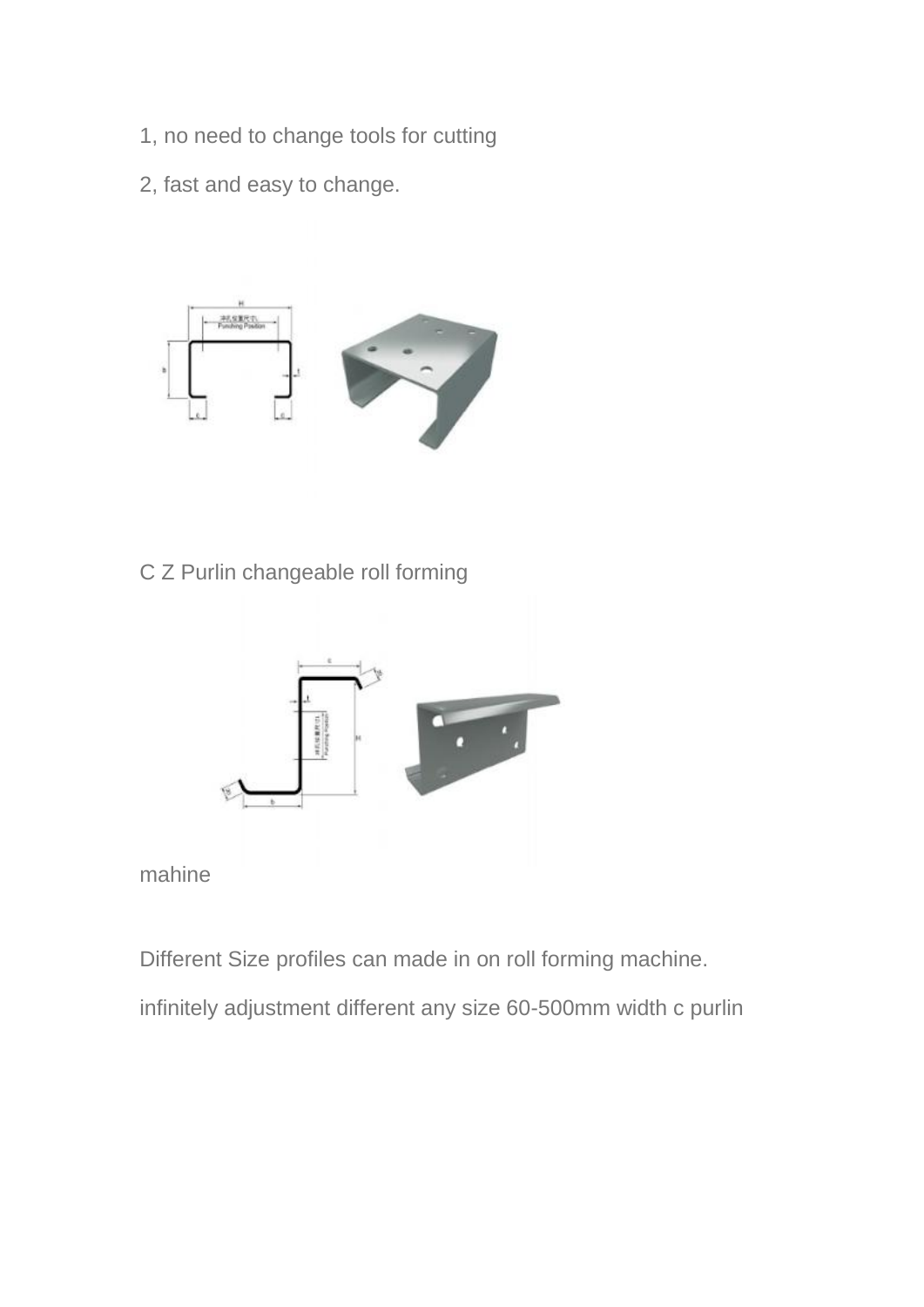1, no need to change tools for cutting

2, fast and easy to change.

C Z Purlin changeable roll forming

mahine

Different Size profiles can made in on roll forming machine.

infinitely adjustment different any size 60-500mm width c purlin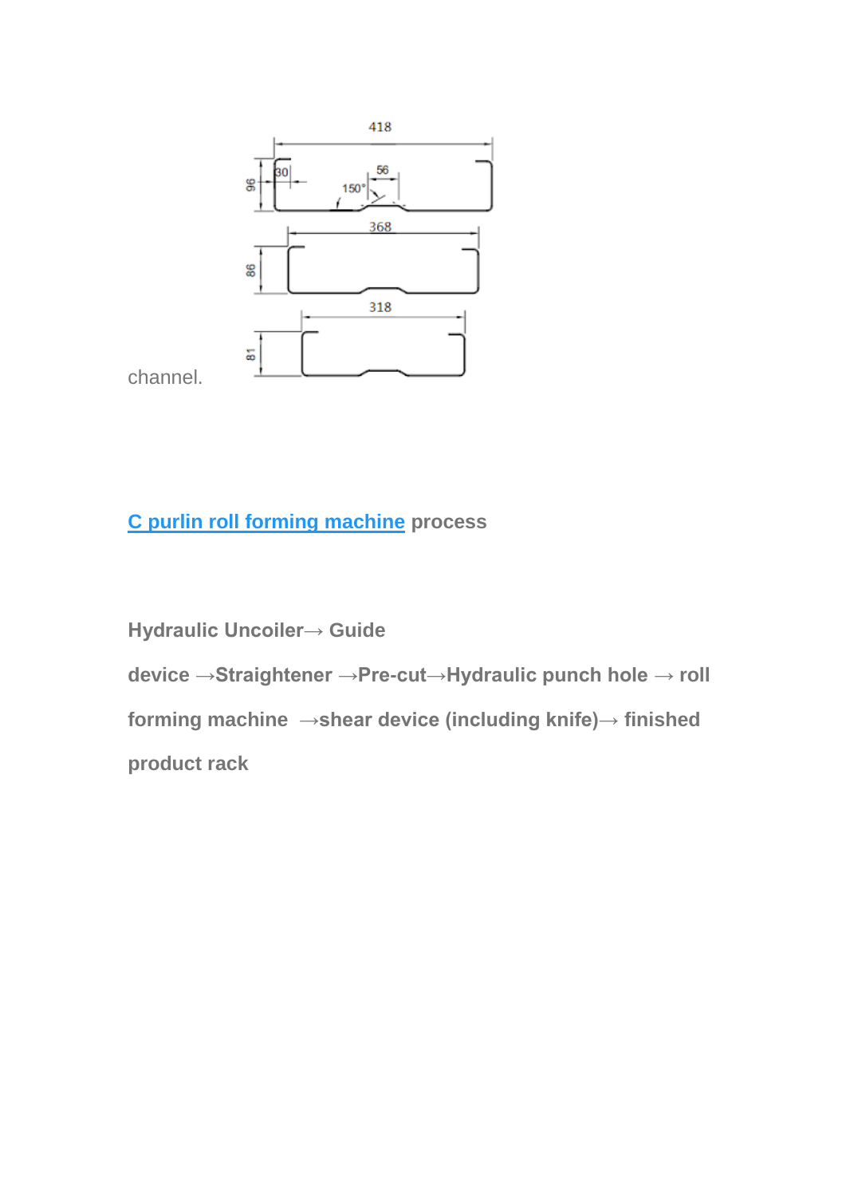channel.

[C purlin roll forming machine]() process

**Hydraulic Uncoiler→ Guide device →Straightener →Pre-cut→Hydraulic punch hole → roll forming machine →shear device (including knife)→ finished product rack**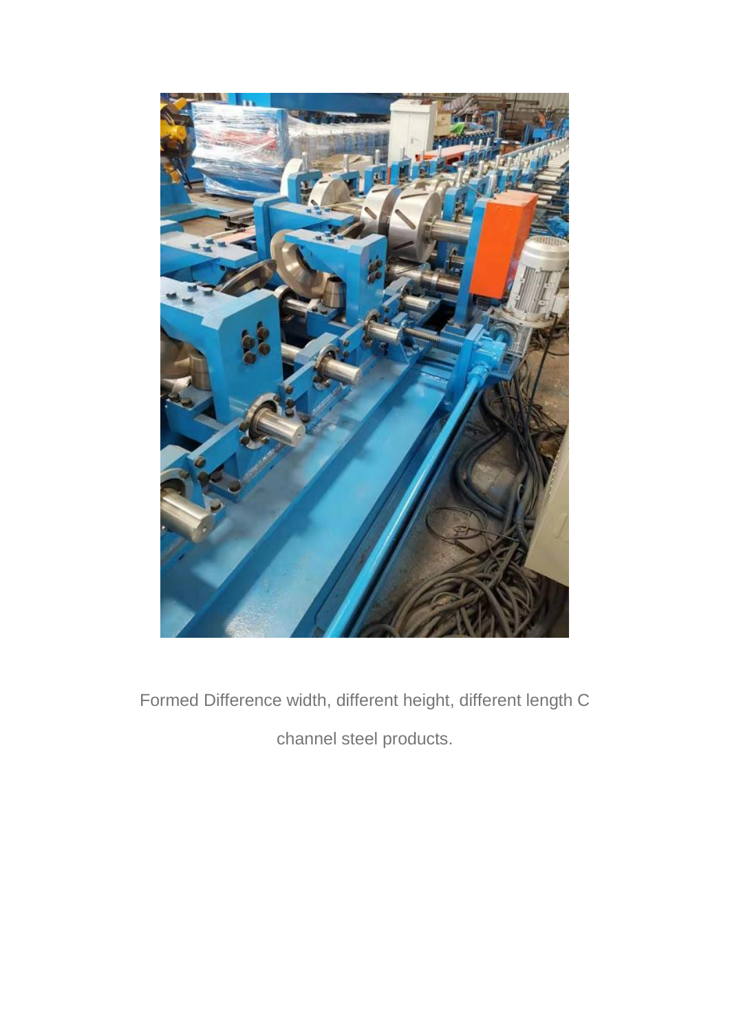Formed Difference width, different height, different length C channel steel products.